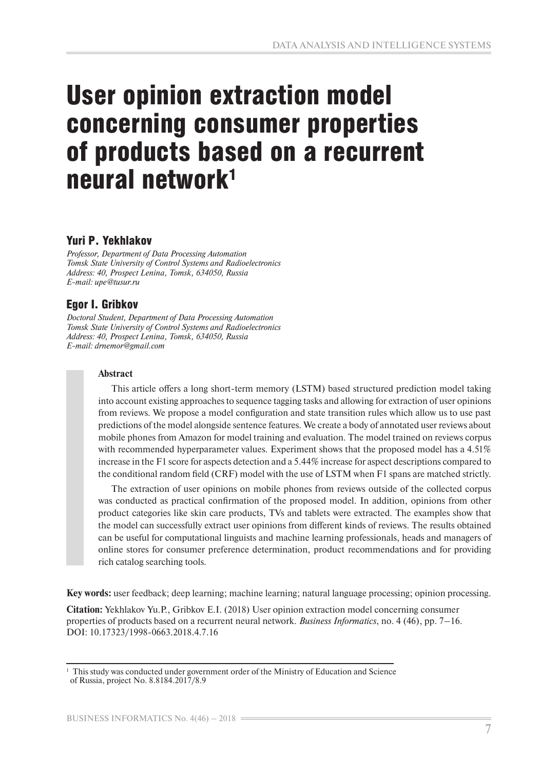# User opinion extraction model concerning consumer properties of products based on a recurrent neural network[1]

### Yuri P. Yekhlakov

*Professor, Department of Data Processing Automation*
*Tomsk State University of Control Systems and Radioelectronics*
*Address: 40, Prospect Lenina, Tomsk, 634050, Russia*
*E-mail: upe@tusur.ru*

### Egor I. Gribkov

*Doctoral Student, Department of Data Processing Automation*
*Tomsk State University of Control Systems and Radioelectronics*
*Address: 40, Prospect Lenina, Tomsk, 634050, Russia*
*E-mail: drnemor@gmail.com*

**Abstract**

This article offers a long short-term memory (LSTM) based structured prediction model taking into account existing approaches to sequence tagging tasks and allowing for extraction of user opinions from reviews. We propose a model configuration and state transition rules which allow us to use past predictions of the model alongside sentence features. We create a body of annotated user reviews about mobile phones from Amazon for model training and evaluation. The model trained on reviews corpus with recommended hyperparameter values. Experiment shows that the proposed model has a 4.51% increase in the F1 score for aspects detection and a 5.44% increase for aspect descriptions compared to the conditional random field (CRF) model with the use of LSTM when F1 spans are matched strictly.

The extraction of user opinions on mobile phones from reviews outside of the collected corpus was conducted as practical confirmation of the proposed model. In addition, opinions from other product categories like skin care products, TVs and tablets were extracted. The examples show that the model can successfully extract user opinions from different kinds of reviews. The results obtained can be useful for computational linguists and machine learning professionals, heads and managers of online stores for consumer preference determination, product recommendations and for providing rich catalog searching tools.

**Key words:** user feedback; deep learning; machine learning; natural language processing; opinion processing.

**Citation:** Yekhlakov Yu.P., Gribkov E.I. (2018) User opinion extraction model concerning consumer properties of products based on a recurrent neural network. *Business Informatics*, no. 4 (46), pp. 7–16. DOI: 10.17323/1998-0663.2018.4.7.16

---

[1] This study was conducted under government order of the Ministry of Education and Science of Russia, project No. 8.8184.2017/8.9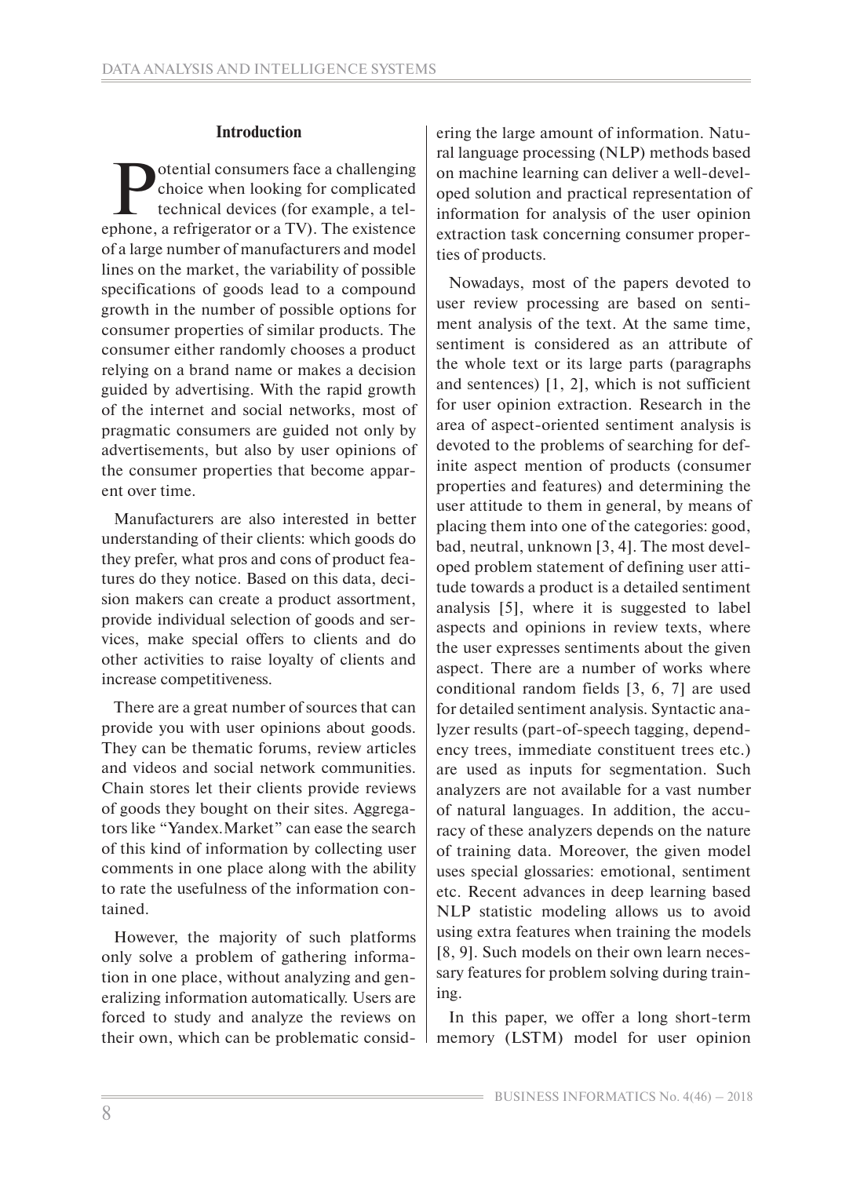## Introduction

Potential consumers face a challenging choice when looking for complicated technical devices (for example, a telephone, a refrigerator or a TV). The existence of a large number of manufacturers and model lines on the market, the variability of possible specifications of goods lead to a compound growth in the number of possible options for consumer properties of similar products. The consumer either randomly chooses a product relying on a brand name or makes a decision guided by advertising. With the rapid growth of the internet and social networks, most of pragmatic consumers are guided not only by advertisements, but also by user opinions of the consumer properties that become apparent over time.

Manufacturers are also interested in better understanding of their clients: which goods do they prefer, what pros and cons of product features do they notice. Based on this data, decision makers can create a product assortment, provide individual selection of goods and services, make special offers to clients and do other activities to raise loyalty of clients and increase competitiveness.

There are a great number of sources that can provide you with user opinions about goods. They can be thematic forums, review articles and videos and social network communities. Chain stores let their clients provide reviews of goods they bought on their sites. Aggregators like "Yandex.Market" can ease the search of this kind of information by collecting user comments in one place along with the ability to rate the usefulness of the information contained.

However, the majority of such platforms only solve a problem of gathering information in one place, without analyzing and generalizing information automatically. Users are forced to study and analyze the reviews on their own, which can be problematic considering the large amount of information. Natural language processing (NLP) methods based on machine learning can deliver a well-developed solution and practical representation of information for analysis of the user opinion extraction task concerning consumer properties of products.

Nowadays, most of the papers devoted to user review processing are based on sentiment analysis of the text. At the same time, sentiment is considered as an attribute of the whole text or its large parts (paragraphs and sentences) [1, 2], which is not sufficient for user opinion extraction. Research in the area of aspect-oriented sentiment analysis is devoted to the problems of searching for definite aspect mention of products (consumer properties and features) and determining the user attitude to them in general, by means of placing them into one of the categories: good, bad, neutral, unknown [3, 4]. The most developed problem statement of defining user attitude towards a product is a detailed sentiment analysis [5], where it is suggested to label aspects and opinions in review texts, where the user expresses sentiments about the given aspect. There are a number of works where conditional random fields [3, 6, 7] are used for detailed sentiment analysis. Syntactic analyzer results (part-of-speech tagging, dependency trees, immediate constituent trees etc.) are used as inputs for segmentation. Such analyzers are not available for a vast number of natural languages. In addition, the accuracy of these analyzers depends on the nature of training data. Moreover, the given model uses special glossaries: emotional, sentiment etc. Recent advances in deep learning based NLP statistic modeling allows us to avoid using extra features when training the models [8, 9]. Such models on their own learn necessary features for problem solving during training.

In this paper, we offer a long short-term memory (LSTM) model for user opinion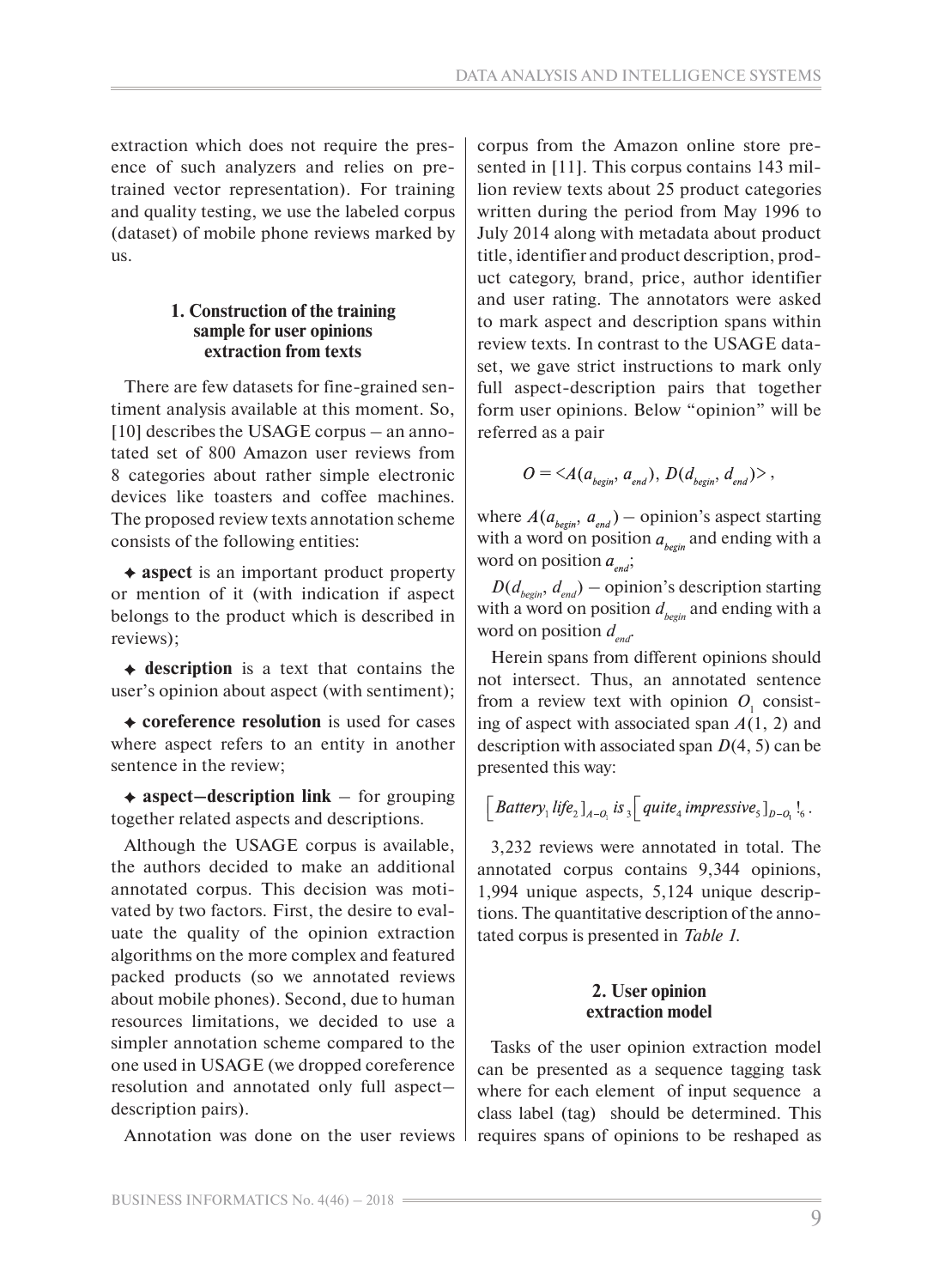extraction which does not require the presence of such analyzers and relies on pretrained vector representation). For training and quality testing, we use the labeled corpus (dataset) of mobile phone reviews marked by us.

## 1. Construction of the training sample for user opinions extraction from texts

There are few datasets for fine-grained sentiment analysis available at this moment. So, [10] describes the USAGE corpus – an annotated set of 800 Amazon user reviews from 8 categories about rather simple electronic devices like toasters and coffee machines. The proposed review texts annotation scheme consists of the following entities:

- **aspect** is an important product property or mention of it (with indication if aspect belongs to the product which is described in reviews);
- **description** is a text that contains the user's opinion about aspect (with sentiment);
- **coreference resolution** is used for cases where aspect refers to an entity in another sentence in the review;
- **aspect–description link** – for grouping together related aspects and descriptions.

Although the USAGE corpus is available, the authors decided to make an additional annotated corpus. This decision was motivated by two factors. First, the desire to evaluate the quality of the opinion extraction algorithms on the more complex and featured packed products (so we annotated reviews about mobile phones). Second, due to human resources limitations, we decided to use a simpler annotation scheme compared to the one used in USAGE (we dropped coreference resolution and annotated only full aspect–description pairs).

Annotation was done on the user reviews corpus from the Amazon online store presented in [11]. This corpus contains 143 million review texts about 25 product categories written during the period from May 1996 to July 2014 along with metadata about product title, identifier and product description, product category, brand, price, author identifier and user rating. The annotators were asked to mark aspect and description spans within review texts. In contrast to the USAGE dataset, we gave strict instructions to mark only full aspect-description pairs that together form user opinions. Below "opinion" will be referred as a pair

$$O = \langle A(a_{begin}, a_{end}), D(d_{begin}, d_{end}) \rangle,$$

where $A(a_{begin}, a_{end})$ – opinion's aspect starting with a word on position $a_{begin}$ and ending with a word on position $a_{end}$;

$D(d_{begin}, d_{end})$ – opinion's description starting with a word on position $d_{begin}$ and ending with a word on position $d_{end}$.

Herein spans from different opinions should not intersect. Thus, an annotated sentence from a review text with opinion $O_1$ consisting of aspect with associated span $A(1, 2)$ and description with associated span $D(4, 5)$ can be presented this way:

$$\left[ Battery_1\ life_2 \right]_{A-O_1} is_3 \left[ quite_4\ impressive_5 \right]_{D-O_1} !_6 .$$

3,232 reviews were annotated in total. The annotated corpus contains 9,344 opinions, 1,994 unique aspects, 5,124 unique descriptions. The quantitative description of the annotated corpus is presented in *Table 1.*

## 2. User opinion extraction model

Tasks of the user opinion extraction model can be presented as a sequence tagging task where for each element of input sequence a class label (tag) should be determined. This requires spans of opinions to be reshaped as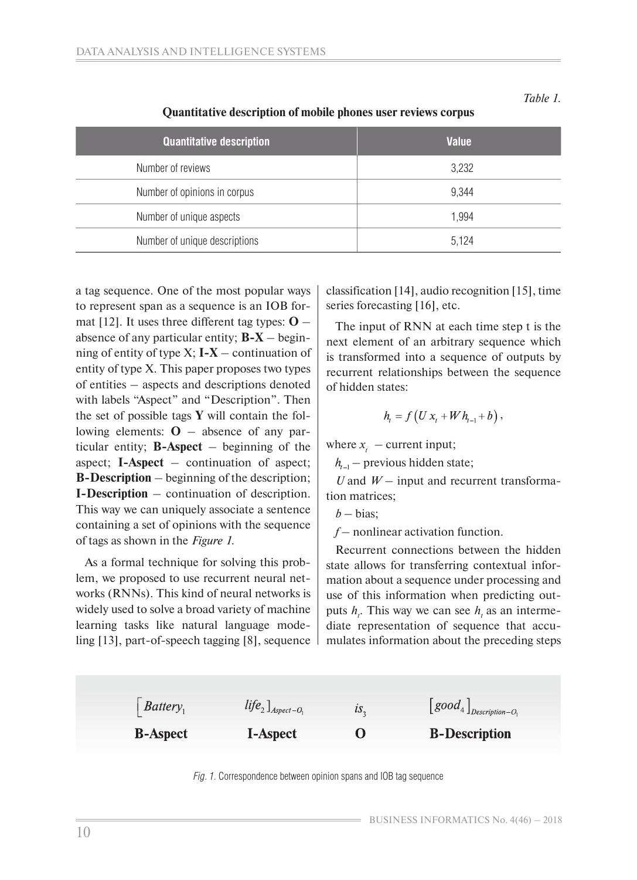*Table 1.*

**Quantitative description of mobile phones user reviews corpus**

| Quantitative description | Value |
|---|---|
| Number of reviews | 3,232 |
| Number of opinions in corpus | 9,344 |
| Number of unique aspects | 1,994 |
| Number of unique descriptions | 5,124 |

a tag sequence. One of the most popular ways to represent span as a sequence is an IOB format [12]. It uses three different tag types: **O** – absence of any particular entity; **B-X** – beginning of entity of type X; **I-X** – continuation of entity of type X. This paper proposes two types of entities – aspects and descriptions denoted with labels "Aspect" and "Description". Then the set of possible tags **Y** will contain the following elements: **O** – absence of any particular entity; **B-Aspect** – beginning of the aspect; **I-Aspect** – continuation of aspect; **B-Description** – beginning of the description; **I-Description** – continuation of description. This way we can uniquely associate a sentence containing a set of opinions with the sequence of tags as shown in the *Figure 1*.

As a formal technique for solving this problem, we proposed to use recurrent neural networks (RNNs). This kind of neural networks is widely used to solve a broad variety of machine learning tasks like natural language modeling [13], part-of-speech tagging [8], sequence classification [14], audio recognition [15], time series forecasting [16], etc.

The input of RNN at each time step t is the next element of an arbitrary sequence which is transformed into a sequence of outputs by recurrent relationships between the sequence of hidden states:

$$h_t = f\left(U x_t + W h_{t-1} + b\right),$$

where $x_t$ – current input;

$h_{t-1}$ – previous hidden state;

$U$ and $W$ – input and recurrent transformation matrices;

$b$ – bias;

$f$ – nonlinear activation function.

Recurrent connections between the hidden state allows for transferring contextual information about a sequence under processing and use of this information when predicting outputs $h_t$. This way we can see $h_t$ as an intermediate representation of sequence that accumulates information about the preceding steps

| $\left[Battery_1\right.$ | $\left.life_2\right]_{Aspect-O_1}$ | $is_3$ | $\left[good_4\right]_{Description-O_1}$ |
|---|---|---|---|
| **B-Aspect** | **I-Aspect** | **O** | **B-Description** |

*Fig. 1.* Correspondence between opinion spans and IOB tag sequence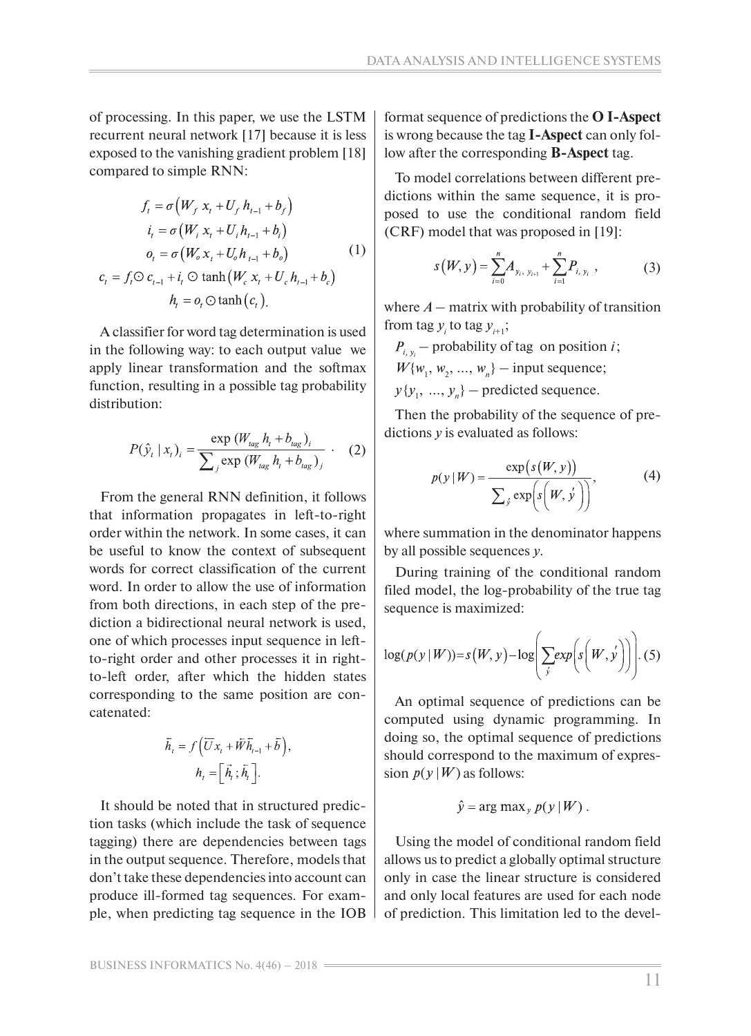of processing. In this paper, we use the LSTM recurrent neural network [17] because it is less exposed to the vanishing gradient problem [18] compared to simple RNN:

$$
\begin{aligned}
f_t &= \sigma\left(W_f\, x_t + U_f\, h_{t-1} + b_f\right)\\
i_t &= \sigma\left(W_i\, x_t + U_i h_{t-1} + b_i\right)\\
o_t &= \sigma\left(W_o x_t + U_o h_{t-1} + b_o\right)\\
c_t &= f_t \odot c_{t-1} + i_t \odot \tanh\left(W_c\, x_t + U_c\, h_{t-1} + b_c\right)\\
h_t &= o_t \odot \tanh\left(c_t\right).
\end{aligned}
\tag{1}
$$

A classifier for word tag determination is used in the following way: to each output value we apply linear transformation and the softmax function, resulting in a possible tag probability distribution:

$$
P(\hat{y}_t \mid x_t)_i = \frac{\exp\,(W_{tag}\, h_t + b_{tag})_i}{\sum_j \exp\,(W_{tag}\, h_t + b_{tag})_j} \cdot \tag{2}
$$

From the general RNN definition, it follows that information propagates in left-to-right order within the network. In some cases, it can be useful to know the context of subsequent words for correct classification of the current word. In order to allow the use of information from both directions, in each step of the prediction a bidirectional neural network is used, one of which processes input sequence in left-to-right order and other processes it in right-to-left order, after which the hidden states corresponding to the same position are concatenated:

$$
\begin{aligned}
\bar{h}_t &= f\left(\overline{U} x_t + \vec{W}\bar{h}_{t-1} + \bar{b}\right),\\
h_t &= \left[\vec{h}_t ; \bar{h}_t\right].
\end{aligned}
$$

It should be noted that in structured prediction tasks (which include the task of sequence tagging) there are dependencies between tags in the output sequence. Therefore, models that don't take these dependencies into account can produce ill-formed tag sequences. For example, when predicting tag sequence in the IOB format sequence of predictions the **O I-Aspect** is wrong because the tag **I-Aspect** can only follow after the corresponding **B-Aspect** tag.

To model correlations between different predictions within the same sequence, it is proposed to use the conditional random field (CRF) model that was proposed in [19]:

$$
s\left(W, y\right) = \sum_{i=0}^{n} A_{y_i,\, y_{i+1}} + \sum_{i=1}^{n} P_{i,\, y_i}\,, \tag{3}
$$

where $A$ – matrix with probability of transition from tag $y_i$ to tag $y_{i+1}$;

$P_{i,\, y_i}$ – probability of tag on position $i$;

$W\{w_1, w_2, ..., w_n\}$ – input sequence;

$y\{y_1, ..., y_n\}$ – predicted sequence.

Then the probability of the sequence of predictions $y$ is evaluated as follows:

$$
p(y \mid W) = \frac{\exp\left(s\left(W, y\right)\right)}{\sum_{\acute{y}} \exp\left(s\left(W, \acute{y}\right)\right)}, \tag{4}
$$

where summation in the denominator happens by all possible sequences $y$.

During training of the conditional random filed model, the log-probability of the true tag sequence is maximized:

$$
\log(p(y \mid W)) = s\left(W, y\right) - \log\left(\sum_{\acute{y}} exp\left(s\left(W, \acute{y}\right)\right)\right). \tag{5}
$$

An optimal sequence of predictions can be computed using dynamic programming. In doing so, the optimal sequence of predictions should correspond to the maximum of expression $p(y \mid W)$ as follows:

$$
\hat{y} = \arg\max_y\, p(y \mid W)\,.
$$

Using the model of conditional random field allows us to predict a globally optimal structure only in case the linear structure is considered and only local features are used for each node of prediction. This limitation led to the devel-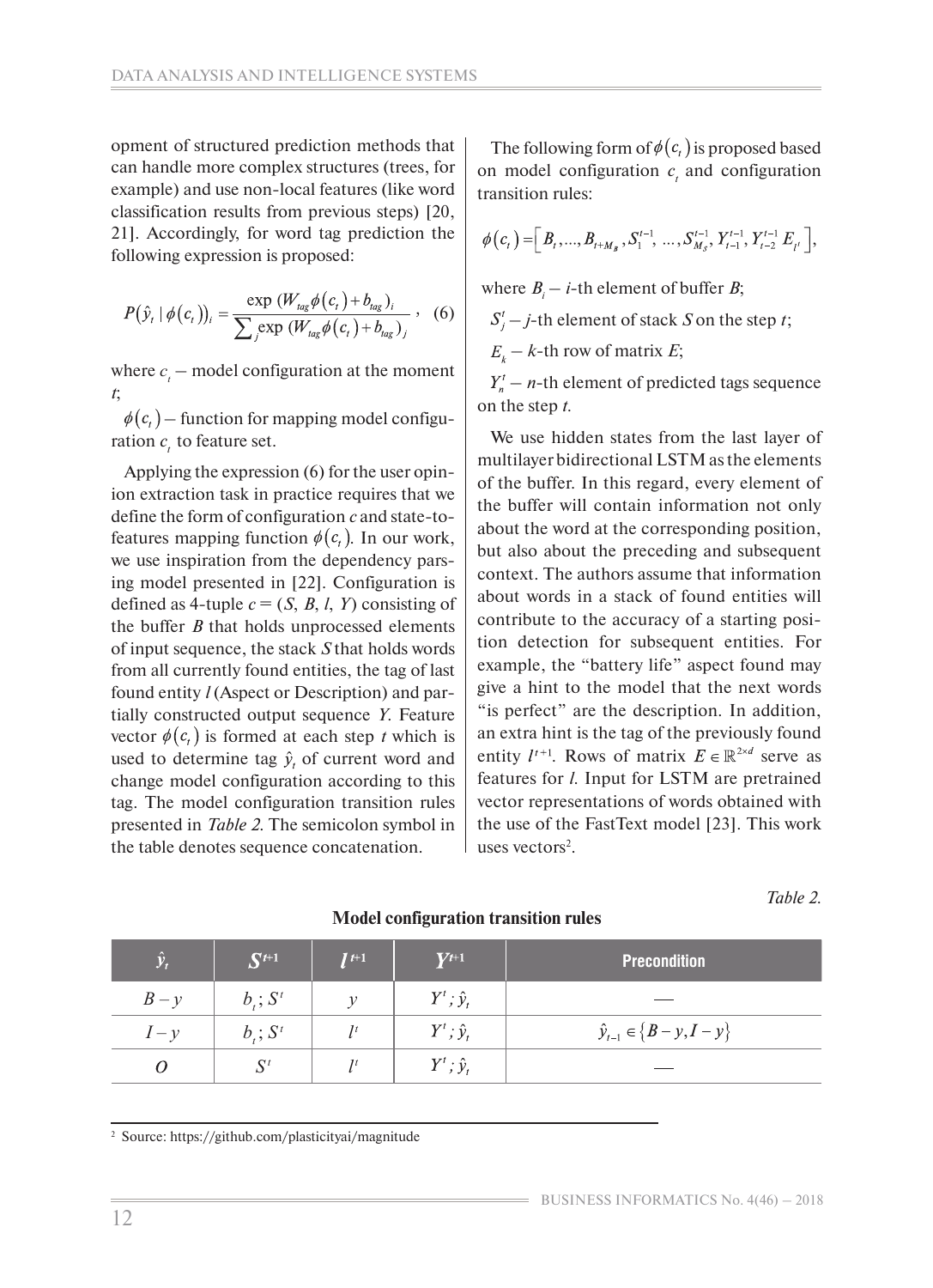opment of structured prediction methods that can handle more complex structures (trees, for example) and use non-local features (like word classification results from previous steps) [20, 21]. Accordingly, for word tag prediction the following expression is proposed:

$$P(\hat{y}_t \mid \phi(c_t))_i = \frac{\exp\,(W_{tag}\phi(c_t)+b_{tag})_i}{\sum_j \exp\,(W_{tag}\phi(c_t)+b_{tag})_j}, \quad (6)$$

where $c_t$ – model configuration at the moment $t$;

$\phi(c_t)$ – function for mapping model configuration $c_t$ to feature set.

Applying the expression (6) for the user opinion extraction task in practice requires that we define the form of configuration $c$ and state-to-features mapping function $\phi(c_t)$. In our work, we use inspiration from the dependency parsing model presented in [22]. Configuration is defined as 4-tuple $c = (S, B, l, Y)$ consisting of the buffer $B$ that holds unprocessed elements of input sequence, the stack $S$ that holds words from all currently found entities, the tag of last found entity $l$ (Aspect or Description) and partially constructed output sequence $Y$. Feature vector $\phi(c_t)$ is formed at each step $t$ which is used to determine tag $\hat{y}_t$ of current word and change model configuration according to this tag. The model configuration transition rules presented in *Table 2*. The semicolon symbol in the table denotes sequence concatenation.

The following form of $\phi(c_t)$ is proposed based on model configuration $c_t$ and configuration transition rules:

$$\phi(c_t) = \left[B_t, ..., B_{t+M_B}, S_1^{t-1}, ..., S_{M_S}^{t-1}, Y_{t-1}^{t-1}, Y_{t-2}^{t-1}\, E_{l^t}\right],$$

where $B_i$ – $i$-th element of buffer $B$;

$S_j^t$ – $j$-th element of stack $S$ on the step $t$;

$E_k$ – $k$-th row of matrix $E$;

$Y_n^t$ – $n$-th element of predicted tags sequence on the step $t$.

We use hidden states from the last layer of multilayer bidirectional LSTM as the elements of the buffer. In this regard, every element of the buffer will contain information not only about the word at the corresponding position, but also about the preceding and subsequent context. The authors assume that information about words in a stack of found entities will contribute to the accuracy of a starting position detection for subsequent entities. For example, the "battery life" aspect found may give a hint to the model that the next words "is perfect" are the description. In addition, an extra hint is the tag of the previously found entity $l^{t+1}$. Rows of matrix $E \in \mathbb{R}^{2\times d}$ serve as features for $l$. Input for LSTM are pretrained vector representations of words obtained with the use of the FastText model [23]. This work uses vectors[2].

*Table 2.*

**Model configuration transition rules**

| $\hat{y}_t$ | $S^{t+1}$ | $l^{t+1}$ | $Y^{t+1}$ | Precondition |
|---|---|---|---|---|
| $B-y$ | $b_t; S^t$ | $y$ | $Y^t; \hat{y}_t$ | — |
| $I-y$ | $b_t; S^t$ | $l^t$ | $Y^t; \hat{y}_t$ | $\hat{y}_{t-1} \in \{B-y, I-y\}$ |
| $O$ | $S^t$ | $l^t$ | $Y^t; \hat{y}_t$ | — |

[2] Source: https://github.com/plasticityai/magnitude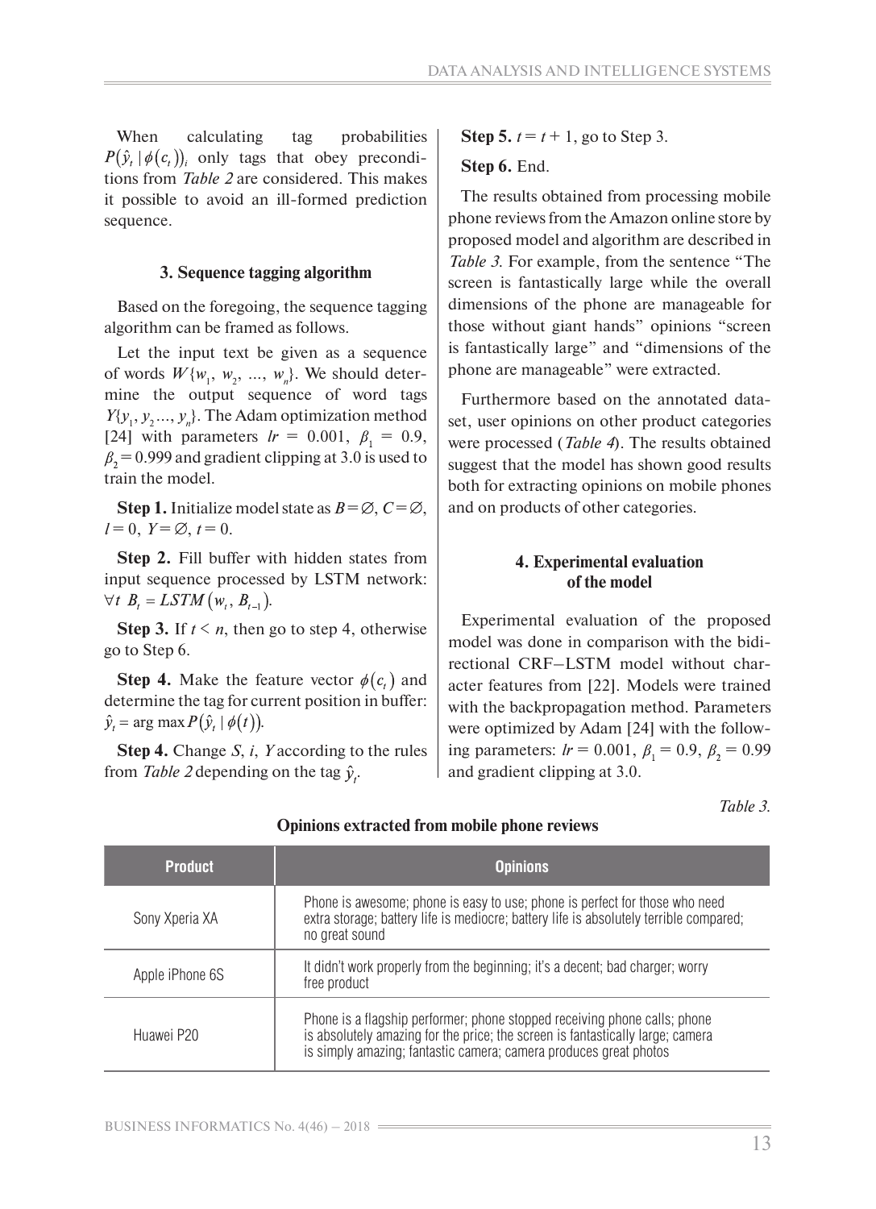When calculating tag probabilities $P(\hat{y}_t \mid \phi(c_t))_i$ only tags that obey preconditions from *Table 2* are considered. This makes it possible to avoid an ill-formed prediction sequence.

### 3. Sequence tagging algorithm

Based on the foregoing, the sequence tagging algorithm can be framed as follows.

Let the input text be given as a sequence of words $W\{w_1, w_2, ..., w_n\}$. We should determine the output sequence of word tags $Y\{y_1, y_2 ..., y_n\}$. The Adam optimization method [24] with parameters $lr = 0.001$, $\beta_1 = 0.9$, $\beta_2 = 0.999$ and gradient clipping at 3.0 is used to train the model.

**Step 1.** Initialize model state as $B = \varnothing$, $C = \varnothing$, $l = 0$, $Y = \varnothing$, $t = 0$.

**Step 2.** Fill buffer with hidden states from input sequence processed by LSTM network: $\forall t \; B_t = LSTM(w_t, B_{t-1})$.

**Step 3.** If $t < n$, then go to step 4, otherwise go to Step 6.

**Step 4.** Make the feature vector $\phi(c_t)$ and determine the tag for current position in buffer: $\hat{y}_t = \arg\max P(\hat{y}_t \mid \phi(t))$.

**Step 4.** Change $S$, $i$, $Y$ according to the rules from *Table 2* depending on the tag $\hat{y}_t$.

**Step 5.** $t = t + 1$, go to Step 3.

**Step 6.** End.

The results obtained from processing mobile phone reviews from the Amazon online store by proposed model and algorithm are described in *Table 3*. For example, from the sentence "The screen is fantastically large while the overall dimensions of the phone are manageable for those without giant hands" opinions "screen is fantastically large" and "dimensions of the phone are manageable" were extracted.

Furthermore based on the annotated dataset, user opinions on other product categories were processed (*Table 4*). The results obtained suggest that the model has shown good results both for extracting opinions on mobile phones and on products of other categories.

### 4. Experimental evaluation of the model

Experimental evaluation of the proposed model was done in comparison with the bidirectional CRF–LSTM model without character features from [22]. Models were trained with the backpropagation method. Parameters were optimized by Adam [24] with the following parameters: $lr = 0.001$, $\beta_1 = 0.9$, $\beta_2 = 0.99$ and gradient clipping at 3.0.

*Table 3.*

**Opinions extracted from mobile phone reviews**

| Product | Opinions |
|---|---|
| Sony Xperia XA | Phone is awesome; phone is easy to use; phone is perfect for those who need extra storage; battery life is mediocre; battery life is absolutely terrible compared; no great sound |
| Apple iPhone 6S | It didn't work properly from the beginning; it's a decent; bad charger; worry free product |
| Huawei P20 | Phone is a flagship performer; phone stopped receiving phone calls; phone is absolutely amazing for the price; the screen is fantastically large; camera is simply amazing; fantastic camera; camera produces great photos |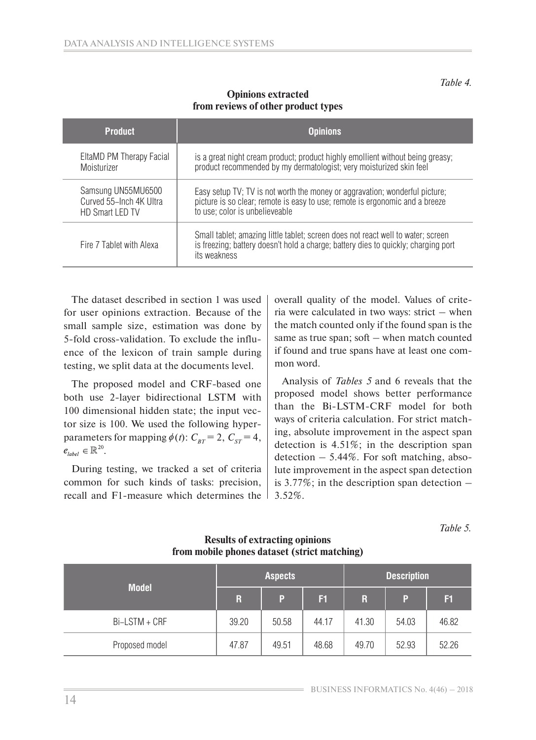*Table 4.*

**Opinions extracted from reviews of other product types**

| Product | Opinions |
|---|---|
| EltaMD PM Therapy Facial Moisturizer | is a great night cream product; product highly emollient without being greasy; product recommended by my dermatologist; very moisturized skin feel |
| Samsung UN55MU6500 Curved 55–Inch 4K Ultra HD Smart LED TV | Easy setup TV; TV is not worth the money or aggravation; wonderful picture; picture is so clear; remote is easy to use; remote is ergonomic and a breeze to use; color is unbelieveable |
| Fire 7 Tablet with Alexa | Small tablet; amazing little tablet; screen does not react well to water; screen is freezing; battery doesn't hold a charge; battery dies to quickly; charging port its weakness |

The dataset described in section 1 was used for user opinions extraction. Because of the small sample size, estimation was done by 5-fold cross-validation. To exclude the influence of the lexicon of train sample during testing, we split data at the documents level.

The proposed model and CRF-based one both use 2-layer bidirectional LSTM with 100 dimensional hidden state; the input vector size is 100. We used the following hyperparameters for mapping $\phi(t)$: $C_{BT} = 2$, $C_{ST} = 4$, $e_{label} \in \mathbb{R}^{20}$.

During testing, we tracked a set of criteria common for such kinds of tasks: precision, recall and F1-measure which determines the overall quality of the model. Values of criteria were calculated in two ways: strict – when the match counted only if the found span is the same as true span; soft – when match counted if found and true spans have at least one common word.

Analysis of *Tables 5* and 6 reveals that the proposed model shows better performance than the Bi-LSTM-CRF model for both ways of criteria calculation. For strict matching, absolute improvement in the aspect span detection is 4.51%; in the description span detection – 5.44%. For soft matching, absolute improvement in the aspect span detection is 3.77%; in the description span detection – 3.52%.

*Table 5.*

**Results of extracting opinions from mobile phones dataset (strict matching)**

| Model | Aspects | | | Description | | |
|---|---|---|---|---|---|---|
| | R | P | F1 | R | P | F1 |
| Bi–LSTM + CRF | 39.20 | 50.58 | 44.17 | 41.30 | 54.03 | 46.82 |
| Proposed model | 47.87 | 49.51 | 48.68 | 49.70 | 52.93 | 52.26 |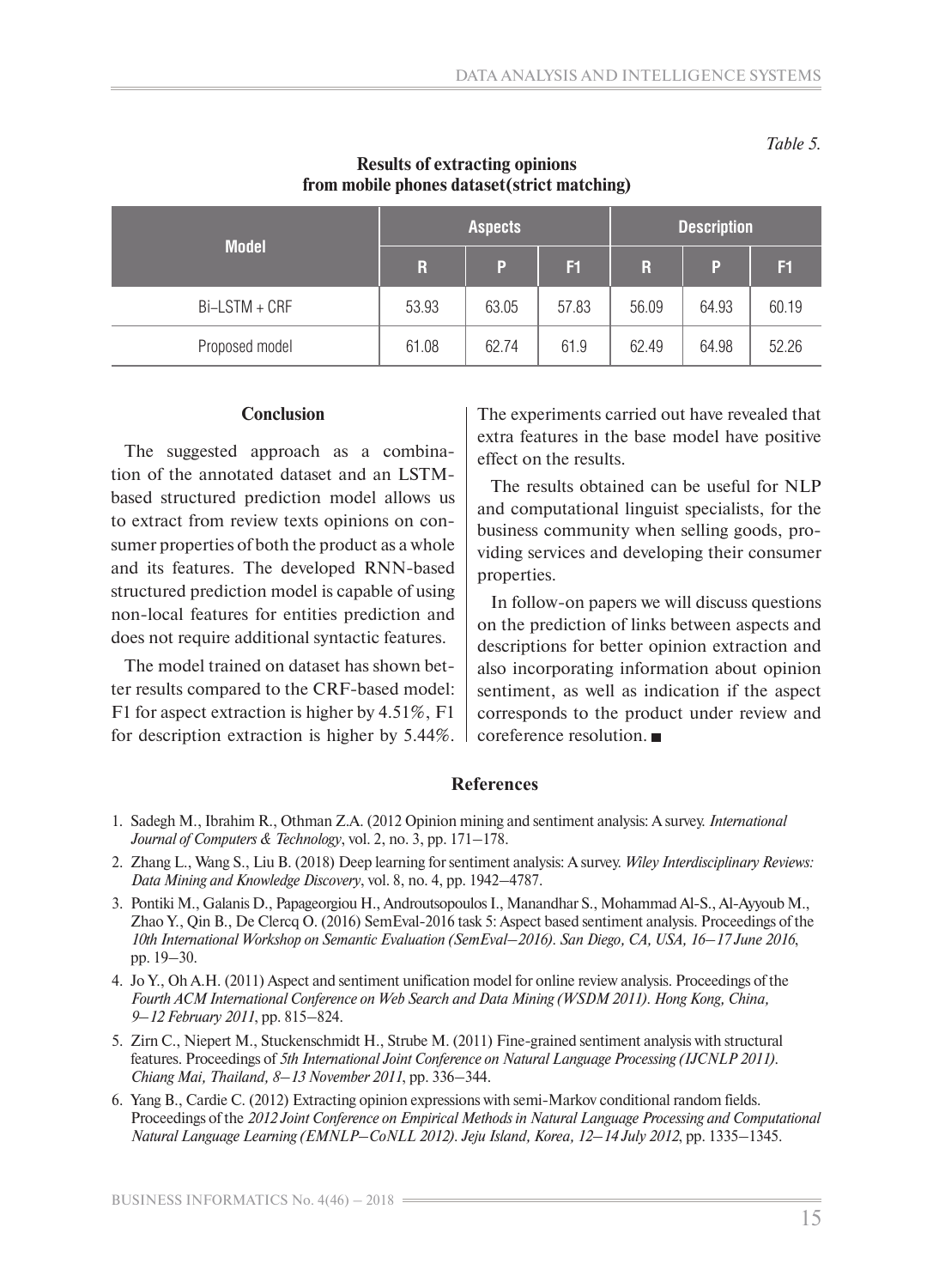*Table 5.*

**Results of extracting opinions from mobile phones dataset(strict matching)**

| Model | Aspects | | | Description | | |
|---|---|---|---|---|---|---|
| | R | P | F1 | R | P | F1 |
| Bi–LSTM + CRF | 53.93 | 63.05 | 57.83 | 56.09 | 64.93 | 60.19 |
| Proposed model | 61.08 | 62.74 | 61.9 | 62.49 | 64.98 | 52.26 |

## Conclusion

The suggested approach as a combination of the annotated dataset and an LSTM-based structured prediction model allows us to extract from review texts opinions on consumer properties of both the product as a whole and its features. The developed RNN-based structured prediction model is capable of using non-local features for entities prediction and does not require additional syntactic features.

The model trained on dataset has shown better results compared to the CRF-based model: F1 for aspect extraction is higher by 4.51%, F1 for description extraction is higher by 5.44%. The experiments carried out have revealed that extra features in the base model have positive effect on the results.

The results obtained can be useful for NLP and computational linguist specialists, for the business community when selling goods, providing services and developing their consumer properties.

In follow-on papers we will discuss questions on the prediction of links between aspects and descriptions for better opinion extraction and also incorporating information about opinion sentiment, as well as indication if the aspect corresponds to the product under review and coreference resolution. ■

## References

1. Sadegh M., Ibrahim R., Othman Z.A. (2012 Opinion mining and sentiment analysis: A survey. *International Journal of Computers & Technology*, vol. 2, no. 3, pp. 171–178.
2. Zhang L., Wang S., Liu B. (2018) Deep learning for sentiment analysis: A survey. *Wiley Interdisciplinary Reviews: Data Mining and Knowledge Discovery*, vol. 8, no. 4, pp. 1942–4787.
3. Pontiki M., Galanis D., Papageorgiou H., Androutsopoulos I., Manandhar S., Mohammad Al-S., Al-Ayyoub M., Zhao Y., Qin B., De Clercq O. (2016) SemEval-2016 task 5: Aspect based sentiment analysis. Proceedings of the *10th International Workshop on Semantic Evaluation (SemEval–2016). San Diego, CA, USA, 16–17 June 2016*, pp. 19–30.
4. Jo Y., Oh A.H. (2011) Aspect and sentiment unification model for online review analysis. Proceedings of the *Fourth ACM International Conference on Web Search and Data Mining (WSDM 2011). Hong Kong, China, 9–12 February 2011*, pp. 815–824.
5. Zirn C., Niepert M., Stuckenschmidt H., Strube M. (2011) Fine-grained sentiment analysis with structural features. Proceedings of *5th International Joint Conference on Natural Language Processing (IJCNLP 2011). Chiang Mai, Thailand, 8–13 November 2011*, pp. 336–344.
6. Yang B., Cardie C. (2012) Extracting opinion expressions with semi-Markov conditional random fields. Proceedings of the *2012 Joint Conference on Empirical Methods in Natural Language Processing and Computational Natural Language Learning (EMNLP–CoNLL 2012). Jeju Island, Korea, 12–14 July 2012*, pp. 1335–1345.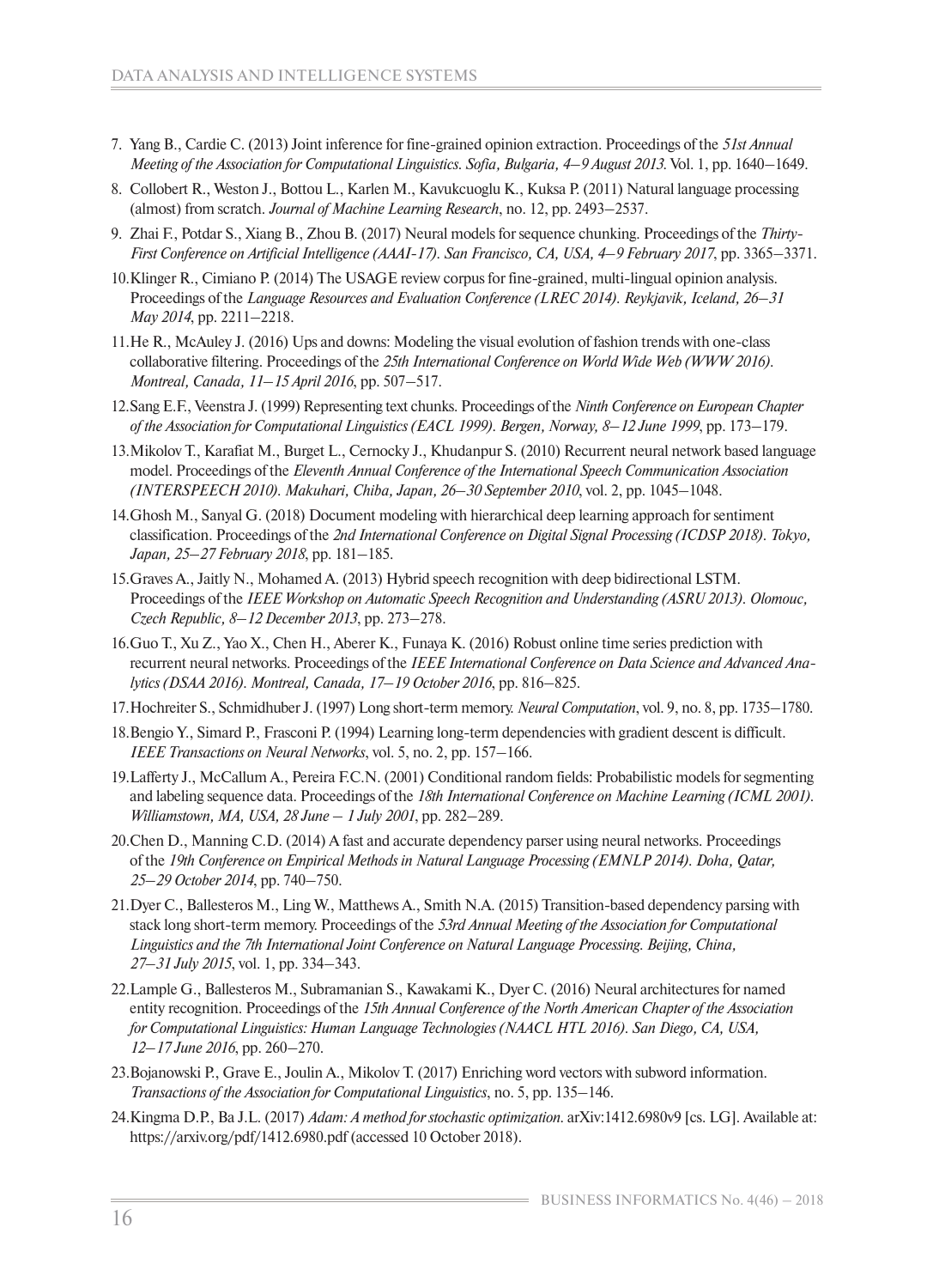7. Yang B., Cardie C. (2013) Joint inference for fine-grained opinion extraction. Proceedings of the *51st Annual Meeting of the Association for Computational Linguistics. Sofia, Bulgaria, 4–9 August 2013*. Vol. 1, pp. 1640–1649.
8. Collobert R., Weston J., Bottou L., Karlen M., Kavukcuoglu K., Kuksa P. (2011) Natural language processing (almost) from scratch. *Journal of Machine Learning Research*, no. 12, pp. 2493–2537.
9. Zhai F., Potdar S., Xiang B., Zhou B. (2017) Neural models for sequence chunking. Proceedings of the *Thirty-First Conference on Artificial Intelligence (AAAI-17). San Francisco, CA, USA, 4–9 February 2017*, pp. 3365–3371.
10. Klinger R., Cimiano P. (2014) The USAGE review corpus for fine-grained, multi-lingual opinion analysis. Proceedings of the *Language Resources and Evaluation Conference (LREC 2014). Reykjavik, Iceland, 26–31 May 2014*, pp. 2211–2218.
11. He R., McAuley J. (2016) Ups and downs: Modeling the visual evolution of fashion trends with one-class collaborative filtering. Proceedings of the *25th International Conference on World Wide Web (WWW 2016). Montreal, Canada, 11–15 April 2016*, pp. 507–517.
12. Sang E.F., Veenstra J. (1999) Representing text chunks. Proceedings of the *Ninth Conference on European Chapter of the Association for Computational Linguistics (EACL 1999). Bergen, Norway, 8–12 June 1999*, pp. 173–179.
13. Mikolov T., Karafiat M., Burget L., Cernocky J., Khudanpur S. (2010) Recurrent neural network based language model. Proceedings of the *Eleventh Annual Conference of the International Speech Communication Association (INTERSPEECH 2010). Makuhari, Chiba, Japan, 26–30 September 2010*, vol. 2, pp. 1045–1048.
14. Ghosh M., Sanyal G. (2018) Document modeling with hierarchical deep learning approach for sentiment classification. Proceedings of the *2nd International Conference on Digital Signal Processing (ICDSP 2018). Tokyo, Japan, 25–27 February 2018*, pp. 181–185.
15. Graves A., Jaitly N., Mohamed A. (2013) Hybrid speech recognition with deep bidirectional LSTM. Proceedings of the *IEEE Workshop on Automatic Speech Recognition and Understanding (ASRU 2013). Olomouc, Czech Republic, 8–12 December 2013*, pp. 273–278.
16. Guo T., Xu Z., Yao X., Chen H., Aberer K., Funaya K. (2016) Robust online time series prediction with recurrent neural networks. Proceedings of the *IEEE International Conference on Data Science and Advanced Analytics (DSAA 2016). Montreal, Canada, 17–19 October 2016*, pp. 816–825.
17. Hochreiter S., Schmidhuber J. (1997) Long short-term memory. *Neural Computation*, vol. 9, no. 8, pp. 1735–1780.
18. Bengio Y., Simard P., Frasconi P. (1994) Learning long-term dependencies with gradient descent is difficult. *IEEE Transactions on Neural Networks*, vol. 5, no. 2, pp. 157–166.
19. Lafferty J., McCallum A., Pereira F.C.N. (2001) Conditional random fields: Probabilistic models for segmenting and labeling sequence data. Proceedings of the *18th International Conference on Machine Learning (ICML 2001). Williamstown, MA, USA, 28 June – 1 July 2001*, pp. 282–289.
20. Chen D., Manning C.D. (2014) A fast and accurate dependency parser using neural networks. Proceedings of the *19th Conference on Empirical Methods in Natural Language Processing (EMNLP 2014). Doha, Qatar, 25–29 October 2014*, pp. 740–750.
21. Dyer C., Ballesteros M., Ling W., Matthews A., Smith N.A. (2015) Transition-based dependency parsing with stack long short-term memory. Proceedings of the *53rd Annual Meeting of the Association for Computational Linguistics and the 7th International Joint Conference on Natural Language Processing. Beijing, China, 27–31 July 2015*, vol. 1, pp. 334–343.
22. Lample G., Ballesteros M., Subramanian S., Kawakami K., Dyer C. (2016) Neural architectures for named entity recognition. Proceedings of the *15th Annual Conference of the North American Chapter of the Association for Computational Linguistics: Human Language Technologies (NAACL HTL 2016). San Diego, CA, USA, 12–17 June 2016*, pp. 260–270.
23. Bojanowski P., Grave E., Joulin A., Mikolov T. (2017) Enriching word vectors with subword information. *Transactions of the Association for Computational Linguistics*, no. 5, pp. 135–146.
24. Kingma D.P., Ba J.L. (2017) *Adam: A method for stochastic optimization*. arXiv:1412.6980v9 [cs. LG]. Available at: https://arxiv.org/pdf/1412.6980.pdf (accessed 10 October 2018).